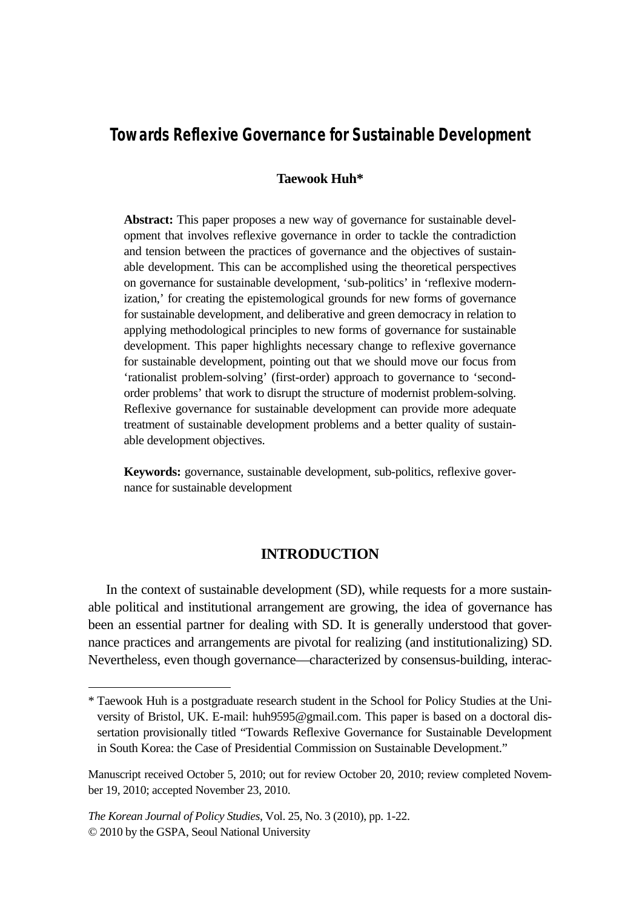# Towards Reflexive Governance for Sustainable Development

**Taewook Huh***

**Abstract:** This paper proposes a new way of governance for sustainable development that involves reflexive governance in order to tackle the contradiction and tension between the practices of governance and the objectives of sustainable development. This can be accomplished using the theoretical perspectives on governance for sustainable development, 'sub-politics' in 'reflexive modernization,' for creating the epistemological grounds for new forms of governance for sustainable development, and deliberative and green democracy in relation to applying methodological principles to new forms of governance for sustainable development. This paper highlights necessary change to reflexive governance for sustainable development, pointing out that we should move our focus from 'rationalist problem-solving' (first-order) approach to governance to 'second-order problems' that work to disrupt the structure of modernist problem-solving. Reflexive governance for sustainable development can provide more adequate treatment of sustainable development problems and a better quality of sustainable development objectives.

**Keywords:** governance, sustainable development, sub-politics, reflexive governance for sustainable development

## INTRODUCTION

In the context of sustainable development (SD), while requests for a more sustainable political and institutional arrangement are growing, the idea of governance has been an essential partner for dealing with SD. It is generally understood that governance practices and arrangements are pivotal for realizing (and institutionalizing) SD. Nevertheless, even though governance—characterized by consensus-building, interac-

---

* Taewook Huh is a postgraduate research student in the School for Policy Studies at the University of Bristol, UK. E-mail: huh9595@gmail.com. This paper is based on a doctoral dissertation provisionally titled "Towards Reflexive Governance for Sustainable Development in South Korea: the Case of Presidential Commission on Sustainable Development."

Manuscript received October 5, 2010; out for review October 20, 2010; review completed November 19, 2010; accepted November 23, 2010.

*The Korean Journal of Policy Studies*, Vol. 25, No. 3 (2010), pp. 1-22.
© 2010 by the GSPA, Seoul National University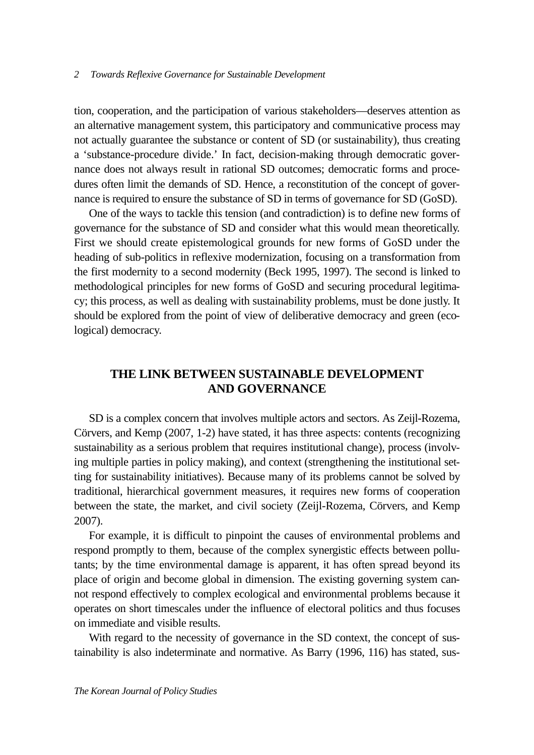tion, cooperation, and the participation of various stakeholders—deserves attention as an alternative management system, this participatory and communicative process may not actually guarantee the substance or content of SD (or sustainability), thus creating a 'substance-procedure divide.' In fact, decision-making through democratic governance does not always result in rational SD outcomes; democratic forms and procedures often limit the demands of SD. Hence, a reconstitution of the concept of governance is required to ensure the substance of SD in terms of governance for SD (GoSD).

One of the ways to tackle this tension (and contradiction) is to define new forms of governance for the substance of SD and consider what this would mean theoretically. First we should create epistemological grounds for new forms of GoSD under the heading of sub-politics in reflexive modernization, focusing on a transformation from the first modernity to a second modernity (Beck 1995, 1997). The second is linked to methodological principles for new forms of GoSD and securing procedural legitimacy; this process, as well as dealing with sustainability problems, must be done justly. It should be explored from the point of view of deliberative democracy and green (ecological) democracy.

## THE LINK BETWEEN SUSTAINABLE DEVELOPMENT AND GOVERNANCE

SD is a complex concern that involves multiple actors and sectors. As Zeijl-Rozema, Cörvers, and Kemp (2007, 1-2) have stated, it has three aspects: contents (recognizing sustainability as a serious problem that requires institutional change), process (involving multiple parties in policy making), and context (strengthening the institutional setting for sustainability initiatives). Because many of its problems cannot be solved by traditional, hierarchical government measures, it requires new forms of cooperation between the state, the market, and civil society (Zeijl-Rozema, Cörvers, and Kemp 2007).

For example, it is difficult to pinpoint the causes of environmental problems and respond promptly to them, because of the complex synergistic effects between pollutants; by the time environmental damage is apparent, it has often spread beyond its place of origin and become global in dimension. The existing governing system cannot respond effectively to complex ecological and environmental problems because it operates on short timescales under the influence of electoral politics and thus focuses on immediate and visible results.

With regard to the necessity of governance in the SD context, the concept of sustainability is also indeterminate and normative. As Barry (1996, 116) has stated, sus-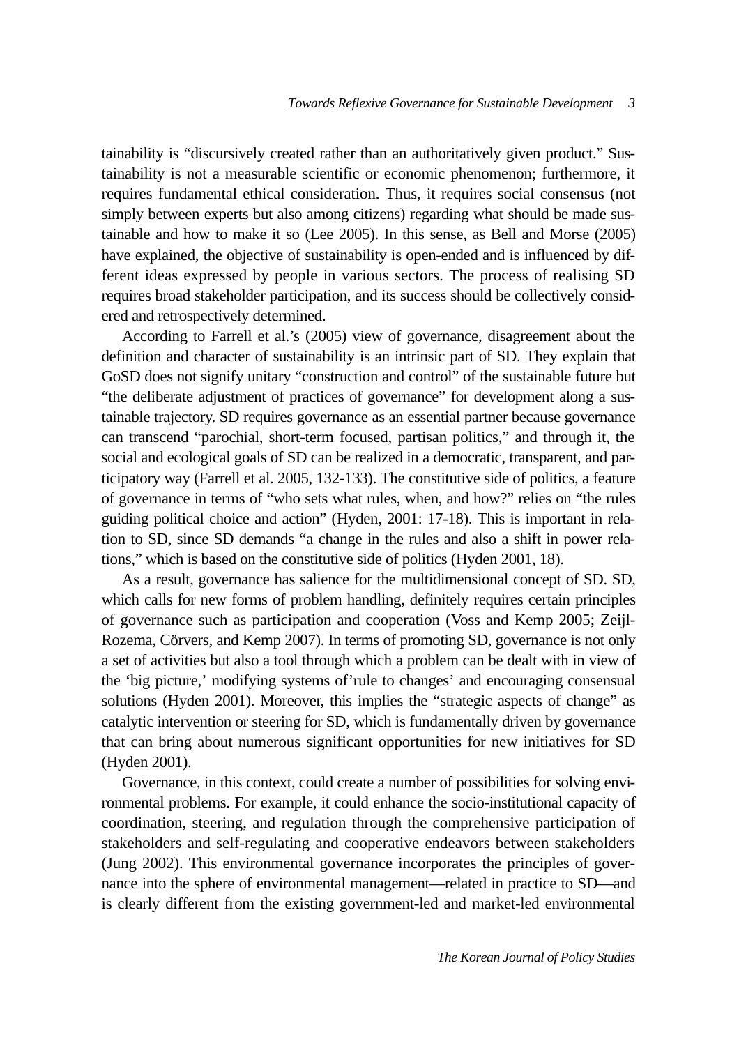tainability is "discursively created rather than an authoritatively given product." Sustainability is not a measurable scientific or economic phenomenon; furthermore, it requires fundamental ethical consideration. Thus, it requires social consensus (not simply between experts but also among citizens) regarding what should be made sustainable and how to make it so (Lee 2005). In this sense, as Bell and Morse (2005) have explained, the objective of sustainability is open-ended and is influenced by different ideas expressed by people in various sectors. The process of realising SD requires broad stakeholder participation, and its success should be collectively considered and retrospectively determined.

According to Farrell et al.'s (2005) view of governance, disagreement about the definition and character of sustainability is an intrinsic part of SD. They explain that GoSD does not signify unitary "construction and control" of the sustainable future but "the deliberate adjustment of practices of governance" for development along a sustainable trajectory. SD requires governance as an essential partner because governance can transcend "parochial, short-term focused, partisan politics," and through it, the social and ecological goals of SD can be realized in a democratic, transparent, and participatory way (Farrell et al. 2005, 132-133). The constitutive side of politics, a feature of governance in terms of "who sets what rules, when, and how?" relies on "the rules guiding political choice and action" (Hyden, 2001: 17-18). This is important in relation to SD, since SD demands "a change in the rules and also a shift in power relations," which is based on the constitutive side of politics (Hyden 2001, 18).

As a result, governance has salience for the multidimensional concept of SD. SD, which calls for new forms of problem handling, definitely requires certain principles of governance such as participation and cooperation (Voss and Kemp 2005; Zeijl-Rozema, Cörvers, and Kemp 2007). In terms of promoting SD, governance is not only a set of activities but also a tool through which a problem can be dealt with in view of the 'big picture,' modifying systems of'rule to changes' and encouraging consensual solutions (Hyden 2001). Moreover, this implies the "strategic aspects of change" as catalytic intervention or steering for SD, which is fundamentally driven by governance that can bring about numerous significant opportunities for new initiatives for SD (Hyden 2001).

Governance, in this context, could create a number of possibilities for solving environmental problems. For example, it could enhance the socio-institutional capacity of coordination, steering, and regulation through the comprehensive participation of stakeholders and self-regulating and cooperative endeavors between stakeholders (Jung 2002). This environmental governance incorporates the principles of governance into the sphere of environmental management—related in practice to SD—and is clearly different from the existing government-led and market-led environmental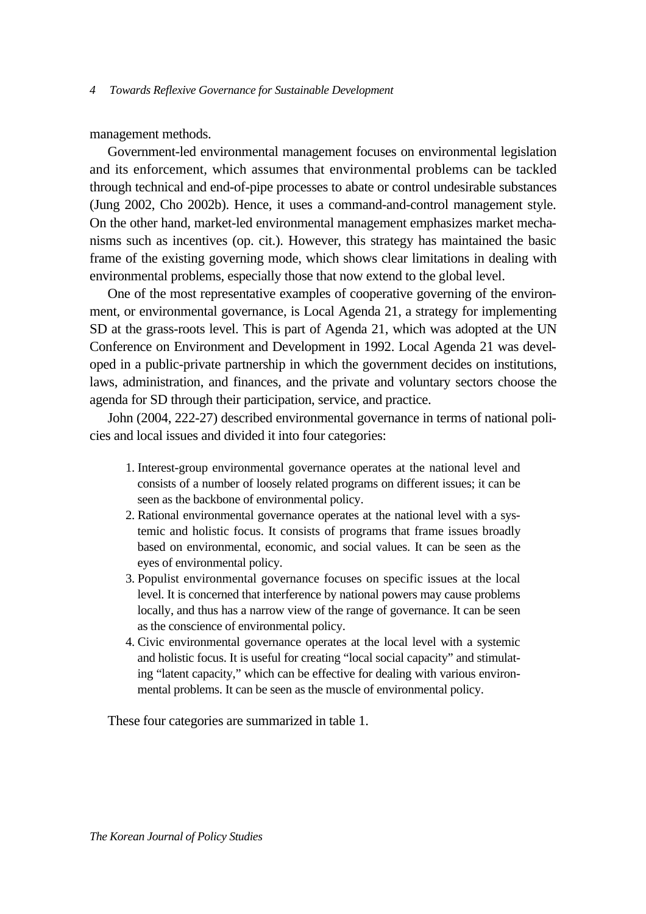management methods.

Government-led environmental management focuses on environmental legislation and its enforcement, which assumes that environmental problems can be tackled through technical and end-of-pipe processes to abate or control undesirable substances (Jung 2002, Cho 2002b). Hence, it uses a command-and-control management style. On the other hand, market-led environmental management emphasizes market mechanisms such as incentives (op. cit.). However, this strategy has maintained the basic frame of the existing governing mode, which shows clear limitations in dealing with environmental problems, especially those that now extend to the global level.

One of the most representative examples of cooperative governing of the environment, or environmental governance, is Local Agenda 21, a strategy for implementing SD at the grass-roots level. This is part of Agenda 21, which was adopted at the UN Conference on Environment and Development in 1992. Local Agenda 21 was developed in a public-private partnership in which the government decides on institutions, laws, administration, and finances, and the private and voluntary sectors choose the agenda for SD through their participation, service, and practice.

John (2004, 222-27) described environmental governance in terms of national policies and local issues and divided it into four categories:

1. Interest-group environmental governance operates at the national level and consists of a number of loosely related programs on different issues; it can be seen as the backbone of environmental policy.
2. Rational environmental governance operates at the national level with a systemic and holistic focus. It consists of programs that frame issues broadly based on environmental, economic, and social values. It can be seen as the eyes of environmental policy.
3. Populist environmental governance focuses on specific issues at the local level. It is concerned that interference by national powers may cause problems locally, and thus has a narrow view of the range of governance. It can be seen as the conscience of environmental policy.
4. Civic environmental governance operates at the local level with a systemic and holistic focus. It is useful for creating "local social capacity" and stimulating "latent capacity," which can be effective for dealing with various environmental problems. It can be seen as the muscle of environmental policy.

These four categories are summarized in table 1.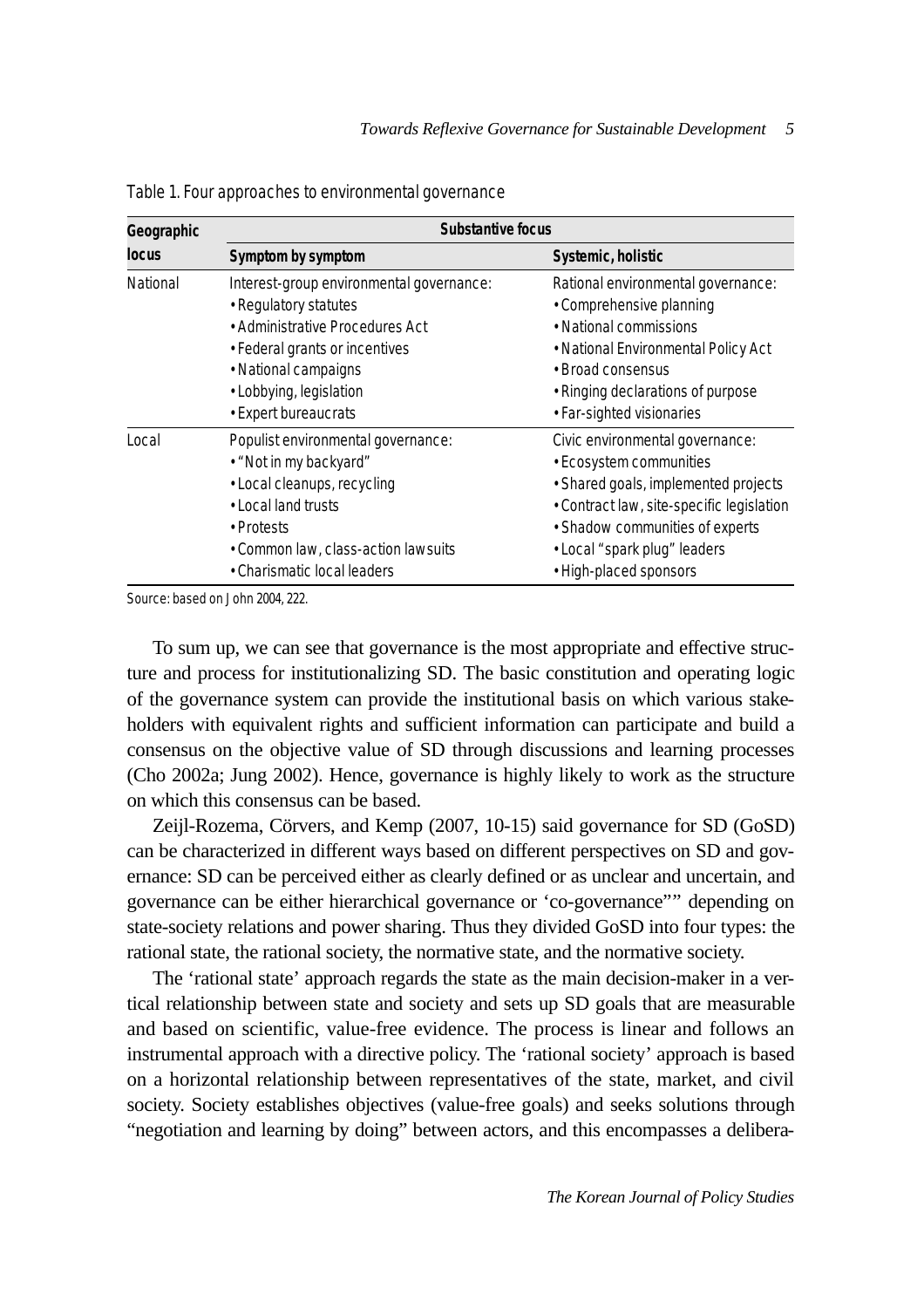Table 1. Four approaches to environmental governance

| Geographic locus | Substantive focus | |
|---|---|---|
| | **Symptom by symptom** | **Systemic, holistic** |
| National | Interest-group environmental governance:<br>• Regulatory statutes<br>• Administrative Procedures Act<br>• Federal grants or incentives<br>• National campaigns<br>• Lobbying, legislation<br>• Expert bureaucrats | Rational environmental governance:<br>• Comprehensive planning<br>• National commissions<br>• National Environmental Policy Act<br>• Broad consensus<br>• Ringing declarations of purpose<br>• Far-sighted visionaries |
| Local | Populist environmental governance:<br>• "Not in my backyard"<br>• Local cleanups, recycling<br>• Local land trusts<br>• Protests<br>• Common law, class-action lawsuits<br>• Charismatic local leaders | Civic environmental governance:<br>• Ecosystem communities<br>• Shared goals, implemented projects<br>• Contract law, site-specific legislation<br>• Shadow communities of experts<br>• Local "spark plug" leaders<br>• High-placed sponsors |

Source: based on John 2004, 222.

To sum up, we can see that governance is the most appropriate and effective structure and process for institutionalizing SD. The basic constitution and operating logic of the governance system can provide the institutional basis on which various stakeholders with equivalent rights and sufficient information can participate and build a consensus on the objective value of SD through discussions and learning processes (Cho 2002a; Jung 2002). Hence, governance is highly likely to work as the structure on which this consensus can be based.

Zeijl-Rozema, Cörvers, and Kemp (2007, 10-15) said governance for SD (GoSD) can be characterized in different ways based on different perspectives on SD and governance: SD can be perceived either as clearly defined or as unclear and uncertain, and governance can be either hierarchical governance or 'co-governance"" depending on state-society relations and power sharing. Thus they divided GoSD into four types: the rational state, the rational society, the normative state, and the normative society.

The 'rational state' approach regards the state as the main decision-maker in a vertical relationship between state and society and sets up SD goals that are measurable and based on scientific, value-free evidence. The process is linear and follows an instrumental approach with a directive policy. The 'rational society' approach is based on a horizontal relationship between representatives of the state, market, and civil society. Society establishes objectives (value-free goals) and seeks solutions through "negotiation and learning by doing" between actors, and this encompasses a delibera-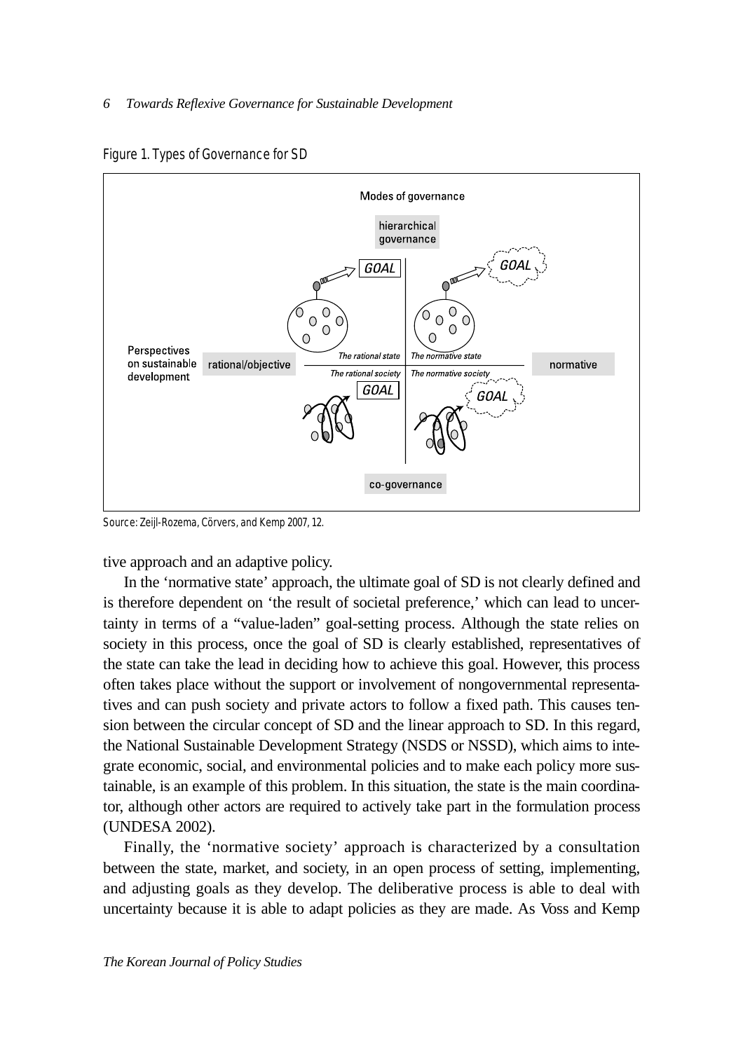Figure 1. Types of Governance for SD

Source: Zeijl-Rozema, Cörvers, and Kemp 2007, 12.

tive approach and an adaptive policy.

In the 'normative state' approach, the ultimate goal of SD is not clearly defined and is therefore dependent on 'the result of societal preference,' which can lead to uncertainty in terms of a "value-laden" goal-setting process. Although the state relies on society in this process, once the goal of SD is clearly established, representatives of the state can take the lead in deciding how to achieve this goal. However, this process often takes place without the support or involvement of nongovernmental representatives and can push society and private actors to follow a fixed path. This causes tension between the circular concept of SD and the linear approach to SD. In this regard, the National Sustainable Development Strategy (NSDS or NSSD), which aims to integrate economic, social, and environmental policies and to make each policy more sustainable, is an example of this problem. In this situation, the state is the main coordinator, although other actors are required to actively take part in the formulation process (UNDESA 2002).

Finally, the 'normative society' approach is characterized by a consultation between the state, market, and society, in an open process of setting, implementing, and adjusting goals as they develop. The deliberative process is able to deal with uncertainty because it is able to adapt policies as they are made. As Voss and Kemp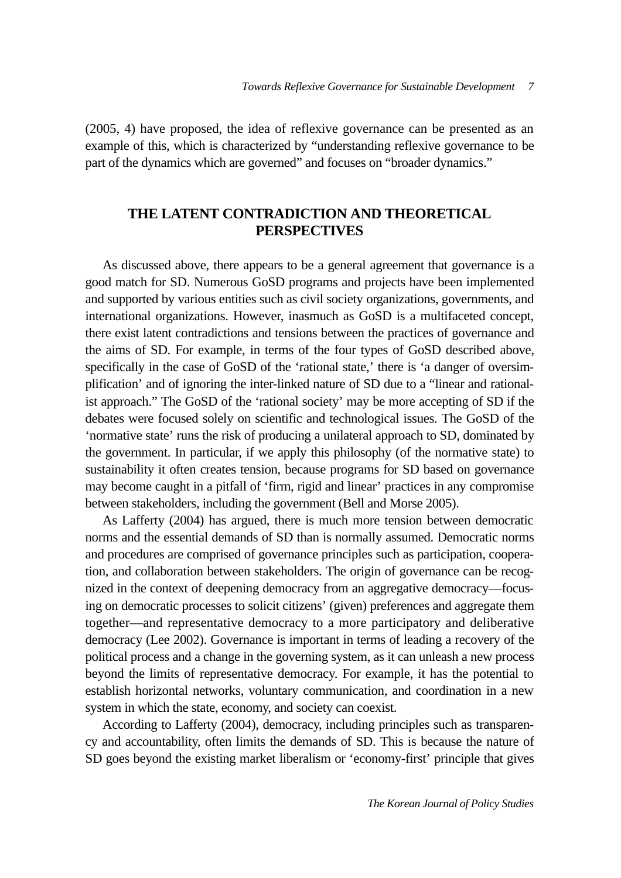(2005, 4) have proposed, the idea of reflexive governance can be presented as an example of this, which is characterized by "understanding reflexive governance to be part of the dynamics which are governed" and focuses on "broader dynamics."

## THE LATENT CONTRADICTION AND THEORETICAL PERSPECTIVES

As discussed above, there appears to be a general agreement that governance is a good match for SD. Numerous GoSD programs and projects have been implemented and supported by various entities such as civil society organizations, governments, and international organizations. However, inasmuch as GoSD is a multifaceted concept, there exist latent contradictions and tensions between the practices of governance and the aims of SD. For example, in terms of the four types of GoSD described above, specifically in the case of GoSD of the 'rational state,' there is 'a danger of oversimplification' and of ignoring the inter-linked nature of SD due to a "linear and rationalist approach." The GoSD of the 'rational society' may be more accepting of SD if the debates were focused solely on scientific and technological issues. The GoSD of the 'normative state' runs the risk of producing a unilateral approach to SD, dominated by the government. In particular, if we apply this philosophy (of the normative state) to sustainability it often creates tension, because programs for SD based on governance may become caught in a pitfall of 'firm, rigid and linear' practices in any compromise between stakeholders, including the government (Bell and Morse 2005).

As Lafferty (2004) has argued, there is much more tension between democratic norms and the essential demands of SD than is normally assumed. Democratic norms and procedures are comprised of governance principles such as participation, cooperation, and collaboration between stakeholders. The origin of governance can be recognized in the context of deepening democracy from an aggregative democracy—focusing on democratic processes to solicit citizens' (given) preferences and aggregate them together—and representative democracy to a more participatory and deliberative democracy (Lee 2002). Governance is important in terms of leading a recovery of the political process and a change in the governing system, as it can unleash a new process beyond the limits of representative democracy. For example, it has the potential to establish horizontal networks, voluntary communication, and coordination in a new system in which the state, economy, and society can coexist.

According to Lafferty (2004), democracy, including principles such as transparency and accountability, often limits the demands of SD. This is because the nature of SD goes beyond the existing market liberalism or 'economy-first' principle that gives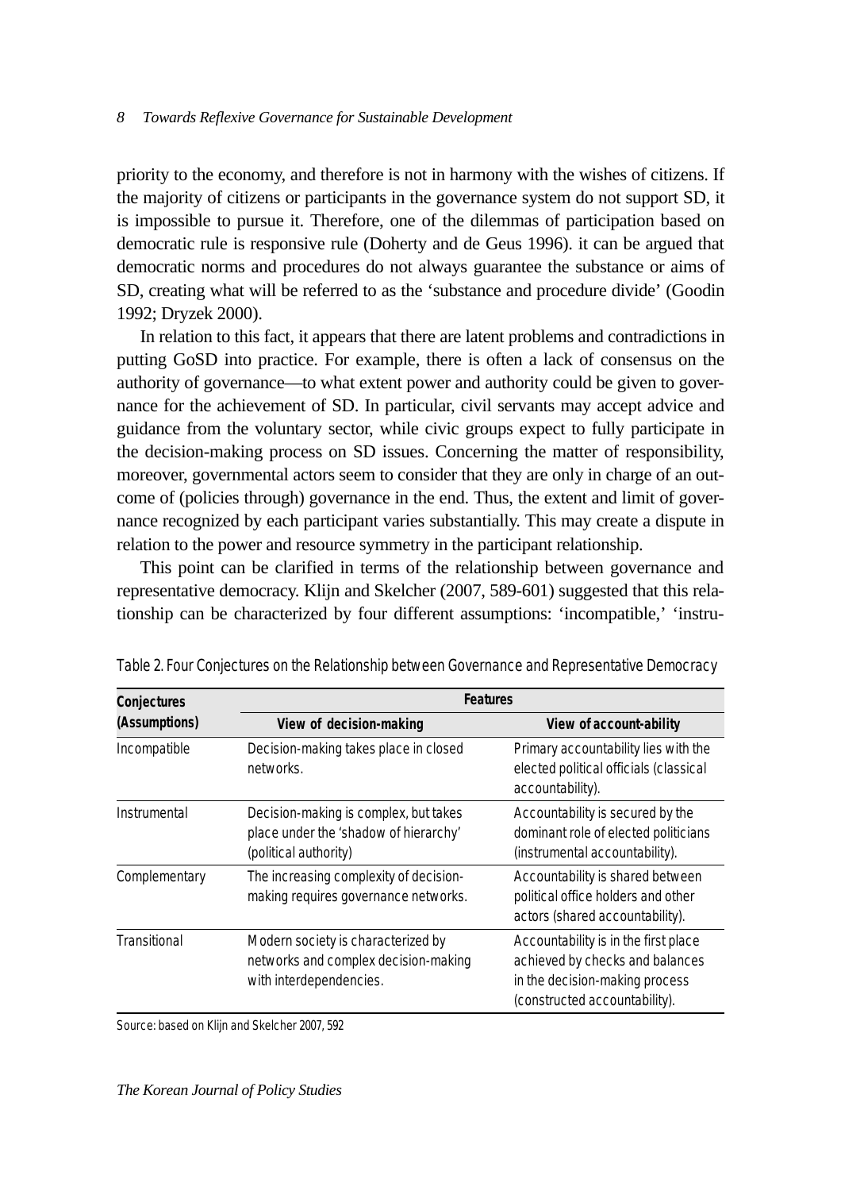priority to the economy, and therefore is not in harmony with the wishes of citizens. If the majority of citizens or participants in the governance system do not support SD, it is impossible to pursue it. Therefore, one of the dilemmas of participation based on democratic rule is responsive rule (Doherty and de Geus 1996). it can be argued that democratic norms and procedures do not always guarantee the substance or aims of SD, creating what will be referred to as the 'substance and procedure divide' (Goodin 1992; Dryzek 2000).

In relation to this fact, it appears that there are latent problems and contradictions in putting GoSD into practice. For example, there is often a lack of consensus on the authority of governance—to what extent power and authority could be given to governance for the achievement of SD. In particular, civil servants may accept advice and guidance from the voluntary sector, while civic groups expect to fully participate in the decision-making process on SD issues. Concerning the matter of responsibility, moreover, governmental actors seem to consider that they are only in charge of an outcome of (policies through) governance in the end. Thus, the extent and limit of governance recognized by each participant varies substantially. This may create a dispute in relation to the power and resource symmetry in the participant relationship.

This point can be clarified in terms of the relationship between governance and representative democracy. Klijn and Skelcher (2007, 589-601) suggested that this relationship can be characterized by four different assumptions: 'incompatible,' 'instru-

Table 2. Four Conjectures on the Relationship between Governance and Representative Democracy

| Conjectures (Assumptions) | Features | |
|---|---|---|
| | View of decision-making | View of account-ability |
| Incompatible | Decision-making takes place in closed networks. | Primary accountability lies with the elected political officials (classical accountability). |
| Instrumental | Decision-making is complex, but takes place under the 'shadow of hierarchy' (political authority) | Accountability is secured by the dominant role of elected politicians (instrumental accountability). |
| Complementary | The increasing complexity of decision-making requires governance networks. | Accountability is shared between political office holders and other actors (shared accountability). |
| Transitional | Modern society is characterized by networks and complex decision-making with interdependencies. | Accountability is in the first place achieved by checks and balances in the decision-making process (constructed accountability). |

Source: based on Klijn and Skelcher 2007, 592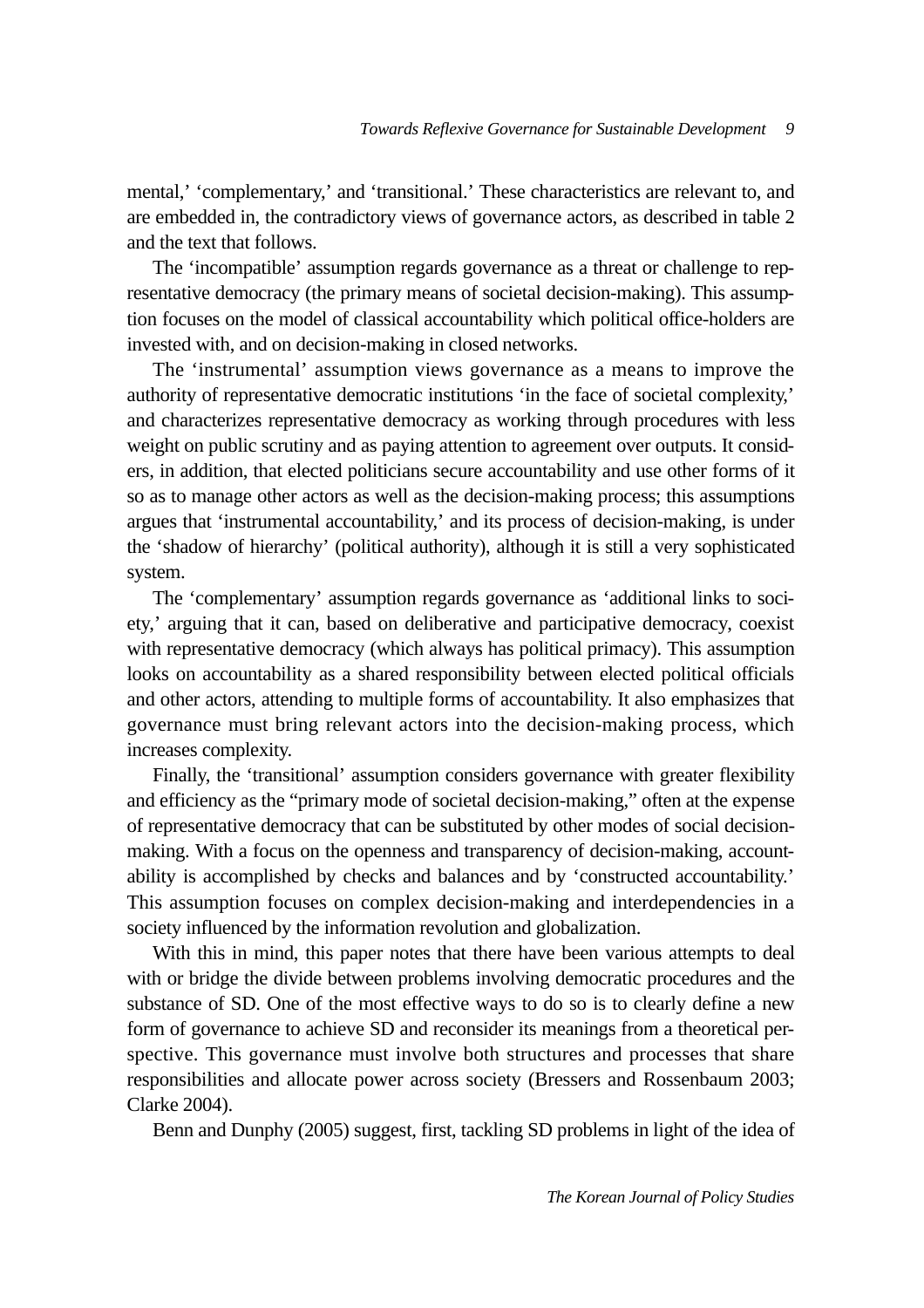mental,' 'complementary,' and 'transitional.' These characteristics are relevant to, and are embedded in, the contradictory views of governance actors, as described in table 2 and the text that follows.

The 'incompatible' assumption regards governance as a threat or challenge to representative democracy (the primary means of societal decision-making). This assumption focuses on the model of classical accountability which political office-holders are invested with, and on decision-making in closed networks.

The 'instrumental' assumption views governance as a means to improve the authority of representative democratic institutions 'in the face of societal complexity,' and characterizes representative democracy as working through procedures with less weight on public scrutiny and as paying attention to agreement over outputs. It considers, in addition, that elected politicians secure accountability and use other forms of it so as to manage other actors as well as the decision-making process; this assumptions argues that 'instrumental accountability,' and its process of decision-making, is under the 'shadow of hierarchy' (political authority), although it is still a very sophisticated system.

The 'complementary' assumption regards governance as 'additional links to society,' arguing that it can, based on deliberative and participative democracy, coexist with representative democracy (which always has political primacy). This assumption looks on accountability as a shared responsibility between elected political officials and other actors, attending to multiple forms of accountability. It also emphasizes that governance must bring relevant actors into the decision-making process, which increases complexity.

Finally, the 'transitional' assumption considers governance with greater flexibility and efficiency as the "primary mode of societal decision-making," often at the expense of representative democracy that can be substituted by other modes of social decision-making. With a focus on the openness and transparency of decision-making, accountability is accomplished by checks and balances and by 'constructed accountability.' This assumption focuses on complex decision-making and interdependencies in a society influenced by the information revolution and globalization.

With this in mind, this paper notes that there have been various attempts to deal with or bridge the divide between problems involving democratic procedures and the substance of SD. One of the most effective ways to do so is to clearly define a new form of governance to achieve SD and reconsider its meanings from a theoretical perspective. This governance must involve both structures and processes that share responsibilities and allocate power across society (Bressers and Rossenbaum 2003; Clarke 2004).

Benn and Dunphy (2005) suggest, first, tackling SD problems in light of the idea of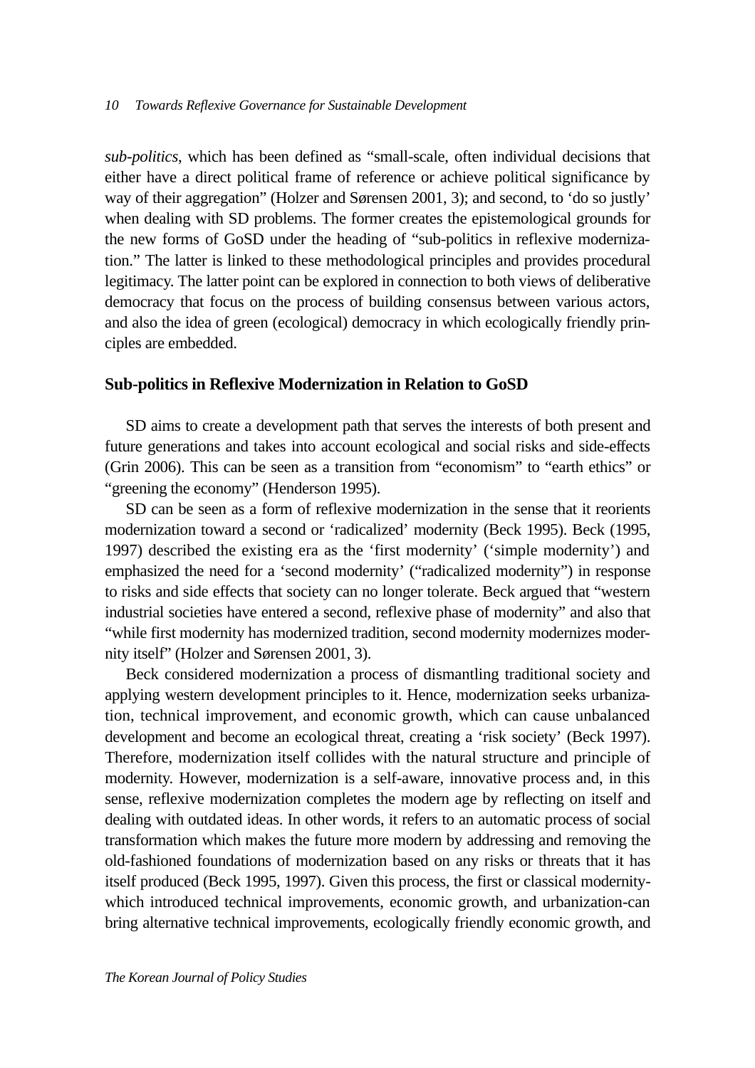*sub-politics*, which has been defined as "small-scale, often individual decisions that either have a direct political frame of reference or achieve political significance by way of their aggregation" (Holzer and Sørensen 2001, 3); and second, to 'do so justly' when dealing with SD problems. The former creates the epistemological grounds for the new forms of GoSD under the heading of "sub-politics in reflexive modernization." The latter is linked to these methodological principles and provides procedural legitimacy. The latter point can be explored in connection to both views of deliberative democracy that focus on the process of building consensus between various actors, and also the idea of green (ecological) democracy in which ecologically friendly principles are embedded.

## Sub-politics in Reflexive Modernization in Relation to GoSD

SD aims to create a development path that serves the interests of both present and future generations and takes into account ecological and social risks and side-effects (Grin 2006). This can be seen as a transition from "economism" to "earth ethics" or "greening the economy" (Henderson 1995).

SD can be seen as a form of reflexive modernization in the sense that it reorients modernization toward a second or 'radicalized' modernity (Beck 1995). Beck (1995, 1997) described the existing era as the 'first modernity' ('simple modernity') and emphasized the need for a 'second modernity' ("radicalized modernity") in response to risks and side effects that society can no longer tolerate. Beck argued that "western industrial societies have entered a second, reflexive phase of modernity" and also that "while first modernity has modernized tradition, second modernity modernizes modernity itself" (Holzer and Sørensen 2001, 3).

Beck considered modernization a process of dismantling traditional society and applying western development principles to it. Hence, modernization seeks urbanization, technical improvement, and economic growth, which can cause unbalanced development and become an ecological threat, creating a 'risk society' (Beck 1997). Therefore, modernization itself collides with the natural structure and principle of modernity. However, modernization is a self-aware, innovative process and, in this sense, reflexive modernization completes the modern age by reflecting on itself and dealing with outdated ideas. In other words, it refers to an automatic process of social transformation which makes the future more modern by addressing and removing the old-fashioned foundations of modernization based on any risks or threats that it has itself produced (Beck 1995, 1997). Given this process, the first or classical modernity-which introduced technical improvements, economic growth, and urbanization-can bring alternative technical improvements, ecologically friendly economic growth, and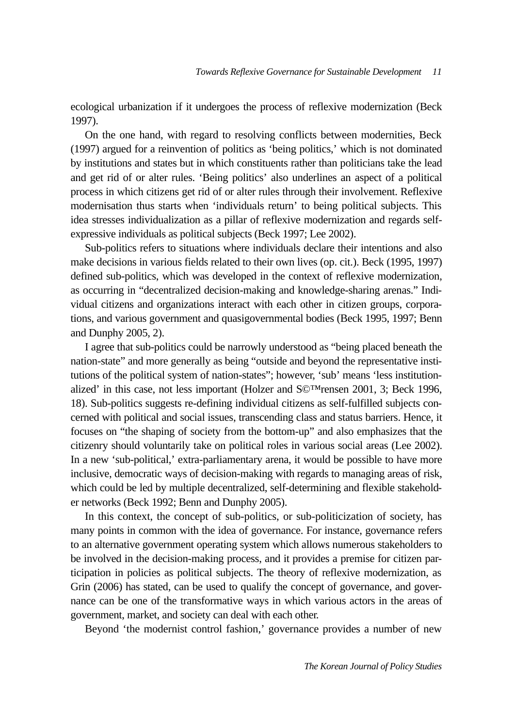ecological urbanization if it undergoes the process of reflexive modernization (Beck 1997).

On the one hand, with regard to resolving conflicts between modernities, Beck (1997) argued for a reinvention of politics as 'being politics,' which is not dominated by institutions and states but in which constituents rather than politicians take the lead and get rid of or alter rules. 'Being politics' also underlines an aspect of a political process in which citizens get rid of or alter rules through their involvement. Reflexive modernisation thus starts when 'individuals return' to being political subjects. This idea stresses individualization as a pillar of reflexive modernization and regards self-expressive individuals as political subjects (Beck 1997; Lee 2002).

Sub-politics refers to situations where individuals declare their intentions and also make decisions in various fields related to their own lives (op. cit.). Beck (1995, 1997) defined sub-politics, which was developed in the context of reflexive modernization, as occurring in "decentralized decision-making and knowledge-sharing arenas." Individual citizens and organizations interact with each other in citizen groups, corporations, and various government and quasigovernmental bodies (Beck 1995, 1997; Benn and Dunphy 2005, 2).

I agree that sub-politics could be narrowly understood as "being placed beneath the nation-state" and more generally as being "outside and beyond the representative institutions of the political system of nation-states"; however, 'sub' means 'less institutionalized' in this case, not less important (Holzer and S©™rensen 2001, 3; Beck 1996, 18). Sub-politics suggests re-defining individual citizens as self-fulfilled subjects concerned with political and social issues, transcending class and status barriers. Hence, it focuses on "the shaping of society from the bottom-up" and also emphasizes that the citizenry should voluntarily take on political roles in various social areas (Lee 2002). In a new 'sub-political,' extra-parliamentary arena, it would be possible to have more inclusive, democratic ways of decision-making with regards to managing areas of risk, which could be led by multiple decentralized, self-determining and flexible stakeholder networks (Beck 1992; Benn and Dunphy 2005).

In this context, the concept of sub-politics, or sub-politicization of society, has many points in common with the idea of governance. For instance, governance refers to an alternative government operating system which allows numerous stakeholders to be involved in the decision-making process, and it provides a premise for citizen participation in policies as political subjects. The theory of reflexive modernization, as Grin (2006) has stated, can be used to qualify the concept of governance, and governance can be one of the transformative ways in which various actors in the areas of government, market, and society can deal with each other.

Beyond 'the modernist control fashion,' governance provides a number of new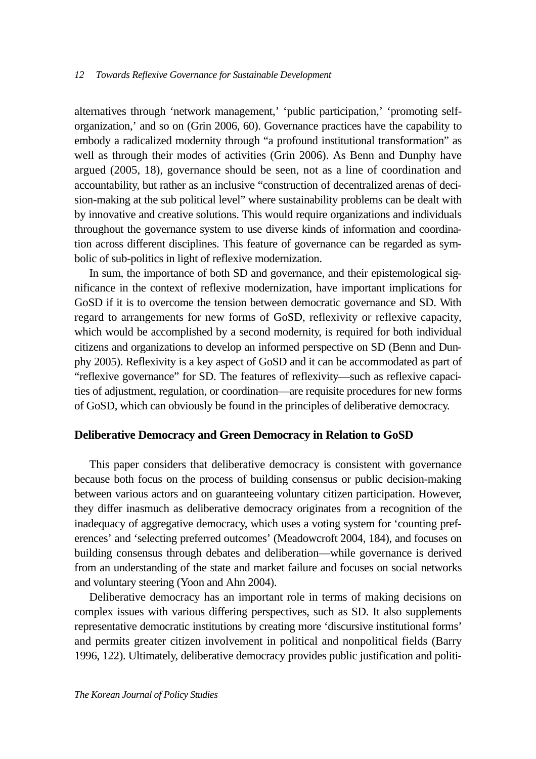alternatives through 'network management,' 'public participation,' 'promoting self-organization,' and so on (Grin 2006, 60). Governance practices have the capability to embody a radicalized modernity through "a profound institutional transformation" as well as through their modes of activities (Grin 2006). As Benn and Dunphy have argued (2005, 18), governance should be seen, not as a line of coordination and accountability, but rather as an inclusive "construction of decentralized arenas of decision-making at the sub political level" where sustainability problems can be dealt with by innovative and creative solutions. This would require organizations and individuals throughout the governance system to use diverse kinds of information and coordination across different disciplines. This feature of governance can be regarded as symbolic of sub-politics in light of reflexive modernization.

In sum, the importance of both SD and governance, and their epistemological significance in the context of reflexive modernization, have important implications for GoSD if it is to overcome the tension between democratic governance and SD. With regard to arrangements for new forms of GoSD, reflexivity or reflexive capacity, which would be accomplished by a second modernity, is required for both individual citizens and organizations to develop an informed perspective on SD (Benn and Dunphy 2005). Reflexivity is a key aspect of GoSD and it can be accommodated as part of "reflexive governance" for SD. The features of reflexivity—such as reflexive capacities of adjustment, regulation, or coordination—are requisite procedures for new forms of GoSD, which can obviously be found in the principles of deliberative democracy.

## Deliberative Democracy and Green Democracy in Relation to GoSD

This paper considers that deliberative democracy is consistent with governance because both focus on the process of building consensus or public decision-making between various actors and on guaranteeing voluntary citizen participation. However, they differ inasmuch as deliberative democracy originates from a recognition of the inadequacy of aggregative democracy, which uses a voting system for 'counting preferences' and 'selecting preferred outcomes' (Meadowcroft 2004, 184), and focuses on building consensus through debates and deliberation—while governance is derived from an understanding of the state and market failure and focuses on social networks and voluntary steering (Yoon and Ahn 2004).

Deliberative democracy has an important role in terms of making decisions on complex issues with various differing perspectives, such as SD. It also supplements representative democratic institutions by creating more 'discursive institutional forms' and permits greater citizen involvement in political and nonpolitical fields (Barry 1996, 122). Ultimately, deliberative democracy provides public justification and politi-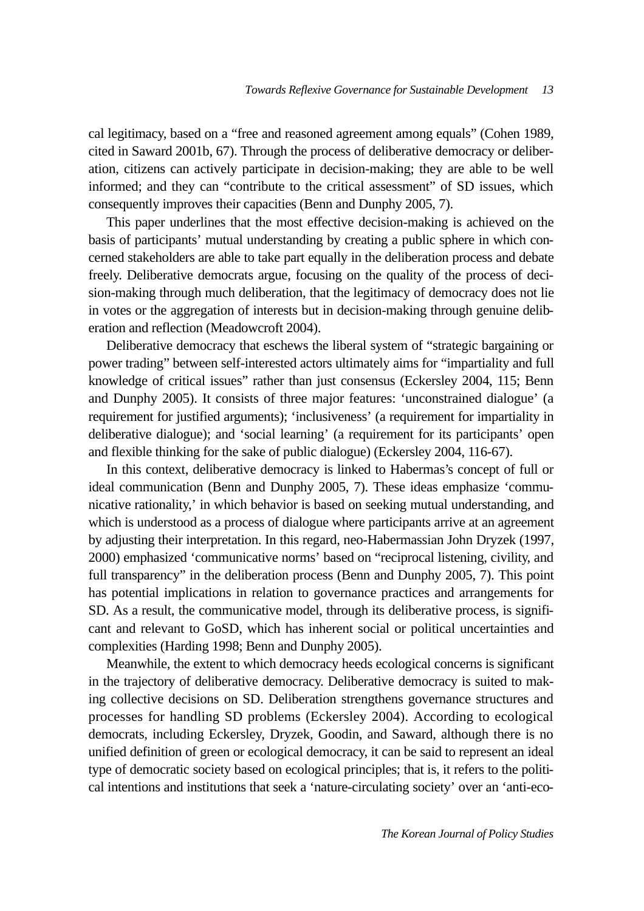cal legitimacy, based on a "free and reasoned agreement among equals" (Cohen 1989, cited in Saward 2001b, 67). Through the process of deliberative democracy or deliberation, citizens can actively participate in decision-making; they are able to be well informed; and they can "contribute to the critical assessment" of SD issues, which consequently improves their capacities (Benn and Dunphy 2005, 7).

This paper underlines that the most effective decision-making is achieved on the basis of participants' mutual understanding by creating a public sphere in which concerned stakeholders are able to take part equally in the deliberation process and debate freely. Deliberative democrats argue, focusing on the quality of the process of decision-making through much deliberation, that the legitimacy of democracy does not lie in votes or the aggregation of interests but in decision-making through genuine deliberation and reflection (Meadowcroft 2004).

Deliberative democracy that eschews the liberal system of "strategic bargaining or power trading" between self-interested actors ultimately aims for "impartiality and full knowledge of critical issues" rather than just consensus (Eckersley 2004, 115; Benn and Dunphy 2005). It consists of three major features: 'unconstrained dialogue' (a requirement for justified arguments); 'inclusiveness' (a requirement for impartiality in deliberative dialogue); and 'social learning' (a requirement for its participants' open and flexible thinking for the sake of public dialogue) (Eckersley 2004, 116-67).

In this context, deliberative democracy is linked to Habermas's concept of full or ideal communication (Benn and Dunphy 2005, 7). These ideas emphasize 'communicative rationality,' in which behavior is based on seeking mutual understanding, and which is understood as a process of dialogue where participants arrive at an agreement by adjusting their interpretation. In this regard, neo-Habermassian John Dryzek (1997, 2000) emphasized 'communicative norms' based on "reciprocal listening, civility, and full transparency" in the deliberation process (Benn and Dunphy 2005, 7). This point has potential implications in relation to governance practices and arrangements for SD. As a result, the communicative model, through its deliberative process, is significant and relevant to GoSD, which has inherent social or political uncertainties and complexities (Harding 1998; Benn and Dunphy 2005).

Meanwhile, the extent to which democracy heeds ecological concerns is significant in the trajectory of deliberative democracy. Deliberative democracy is suited to making collective decisions on SD. Deliberation strengthens governance structures and processes for handling SD problems (Eckersley 2004). According to ecological democrats, including Eckersley, Dryzek, Goodin, and Saward, although there is no unified definition of green or ecological democracy, it can be said to represent an ideal type of democratic society based on ecological principles; that is, it refers to the political intentions and institutions that seek a 'nature-circulating society' over an 'anti-eco-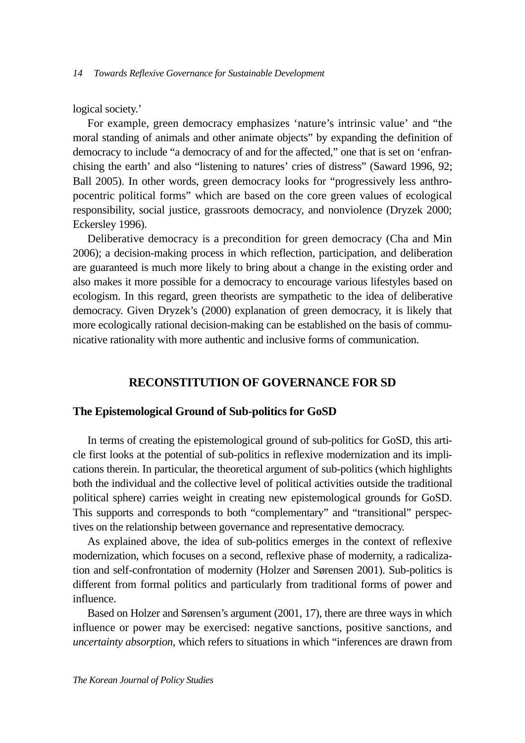logical society.'

For example, green democracy emphasizes 'nature's intrinsic value' and "the moral standing of animals and other animate objects" by expanding the definition of democracy to include "a democracy of and for the affected," one that is set on 'enfranchising the earth' and also "listening to natures' cries of distress" (Saward 1996, 92; Ball 2005). In other words, green democracy looks for "progressively less anthropocentric political forms" which are based on the core green values of ecological responsibility, social justice, grassroots democracy, and nonviolence (Dryzek 2000; Eckersley 1996).

Deliberative democracy is a precondition for green democracy (Cha and Min 2006); a decision-making process in which reflection, participation, and deliberation are guaranteed is much more likely to bring about a change in the existing order and also makes it more possible for a democracy to encourage various lifestyles based on ecologism. In this regard, green theorists are sympathetic to the idea of deliberative democracy. Given Dryzek's (2000) explanation of green democracy, it is likely that more ecologically rational decision-making can be established on the basis of communicative rationality with more authentic and inclusive forms of communication.

## RECONSTITUTION OF GOVERNANCE FOR SD

### The Epistemological Ground of Sub-politics for GoSD

In terms of creating the epistemological ground of sub-politics for GoSD, this article first looks at the potential of sub-politics in reflexive modernization and its implications therein. In particular, the theoretical argument of sub-politics (which highlights both the individual and the collective level of political activities outside the traditional political sphere) carries weight in creating new epistemological grounds for GoSD. This supports and corresponds to both "complementary" and "transitional" perspectives on the relationship between governance and representative democracy.

As explained above, the idea of sub-politics emerges in the context of reflexive modernization, which focuses on a second, reflexive phase of modernity, a radicalization and self-confrontation of modernity (Holzer and Sørensen 2001). Sub-politics is different from formal politics and particularly from traditional forms of power and influence.

Based on Holzer and Sørensen's argument (2001, 17), there are three ways in which influence or power may be exercised: negative sanctions, positive sanctions, and *uncertainty absorption*, which refers to situations in which "inferences are drawn from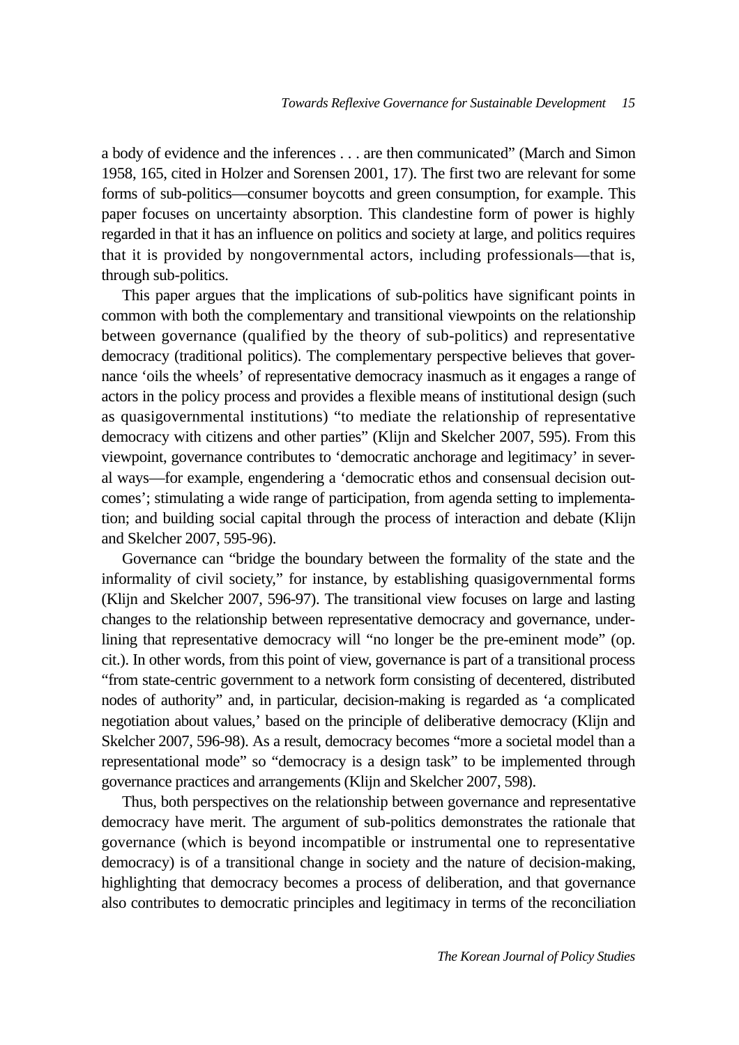a body of evidence and the inferences . . . are then communicated" (March and Simon 1958, 165, cited in Holzer and Sorensen 2001, 17). The first two are relevant for some forms of sub-politics—consumer boycotts and green consumption, for example. This paper focuses on uncertainty absorption. This clandestine form of power is highly regarded in that it has an influence on politics and society at large, and politics requires that it is provided by nongovernmental actors, including professionals—that is, through sub-politics.

This paper argues that the implications of sub-politics have significant points in common with both the complementary and transitional viewpoints on the relationship between governance (qualified by the theory of sub-politics) and representative democracy (traditional politics). The complementary perspective believes that governance 'oils the wheels' of representative democracy inasmuch as it engages a range of actors in the policy process and provides a flexible means of institutional design (such as quasigovernmental institutions) "to mediate the relationship of representative democracy with citizens and other parties" (Klijn and Skelcher 2007, 595). From this viewpoint, governance contributes to 'democratic anchorage and legitimacy' in several ways—for example, engendering a 'democratic ethos and consensual decision outcomes'; stimulating a wide range of participation, from agenda setting to implementation; and building social capital through the process of interaction and debate (Klijn and Skelcher 2007, 595-96).

Governance can "bridge the boundary between the formality of the state and the informality of civil society," for instance, by establishing quasigovernmental forms (Klijn and Skelcher 2007, 596-97). The transitional view focuses on large and lasting changes to the relationship between representative democracy and governance, underlining that representative democracy will "no longer be the pre-eminent mode" (op. cit.). In other words, from this point of view, governance is part of a transitional process "from state-centric government to a network form consisting of decentered, distributed nodes of authority" and, in particular, decision-making is regarded as 'a complicated negotiation about values,' based on the principle of deliberative democracy (Klijn and Skelcher 2007, 596-98). As a result, democracy becomes "more a societal model than a representational mode" so "democracy is a design task" to be implemented through governance practices and arrangements (Klijn and Skelcher 2007, 598).

Thus, both perspectives on the relationship between governance and representative democracy have merit. The argument of sub-politics demonstrates the rationale that governance (which is beyond incompatible or instrumental one to representative democracy) is of a transitional change in society and the nature of decision-making, highlighting that democracy becomes a process of deliberation, and that governance also contributes to democratic principles and legitimacy in terms of the reconciliation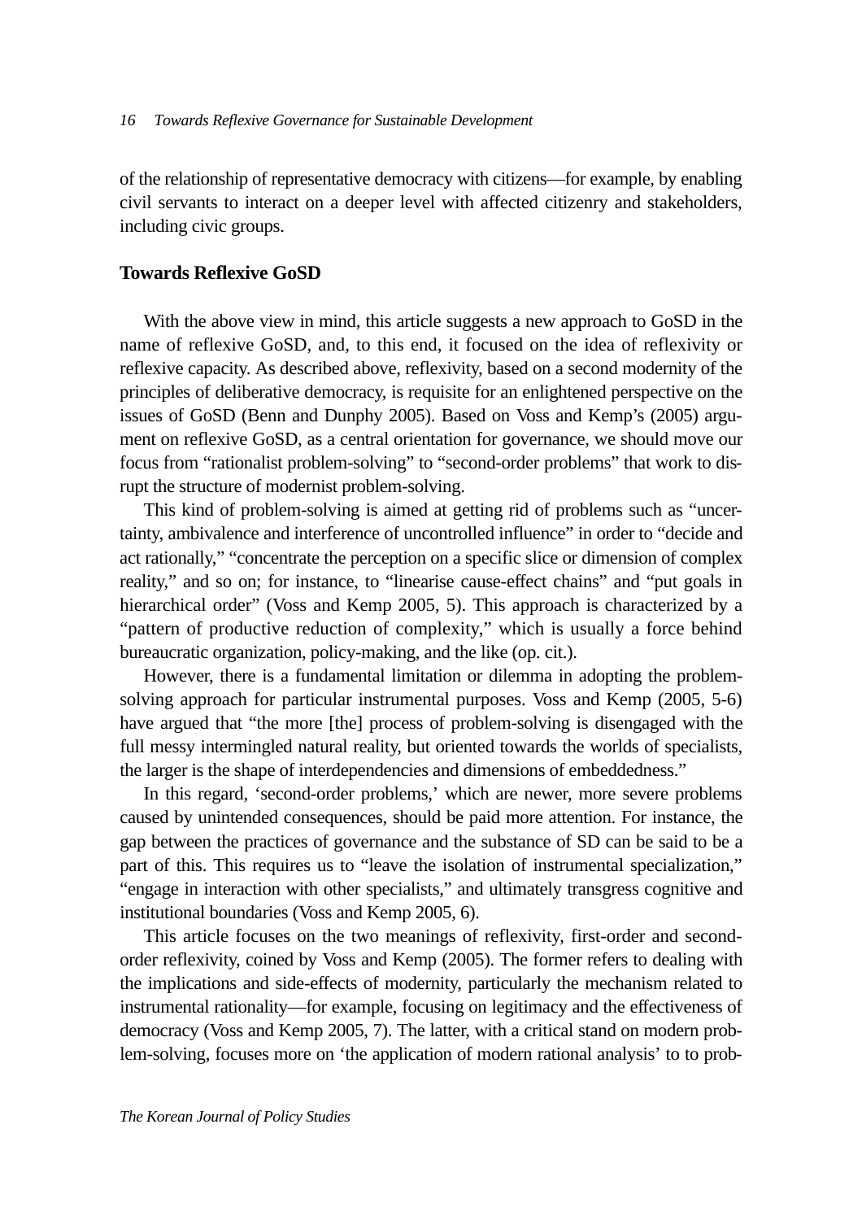of the relationship of representative democracy with citizens—for example, by enabling civil servants to interact on a deeper level with affected citizenry and stakeholders, including civic groups.

## Towards Reflexive GoSD

With the above view in mind, this article suggests a new approach to GoSD in the name of reflexive GoSD, and, to this end, it focused on the idea of reflexivity or reflexive capacity. As described above, reflexivity, based on a second modernity of the principles of deliberative democracy, is requisite for an enlightened perspective on the issues of GoSD (Benn and Dunphy 2005). Based on Voss and Kemp's (2005) argument on reflexive GoSD, as a central orientation for governance, we should move our focus from "rationalist problem-solving" to "second-order problems" that work to disrupt the structure of modernist problem-solving.

This kind of problem-solving is aimed at getting rid of problems such as "uncertainty, ambivalence and interference of uncontrolled influence" in order to "decide and act rationally," "concentrate the perception on a specific slice or dimension of complex reality," and so on; for instance, to "linearise cause-effect chains" and "put goals in hierarchical order" (Voss and Kemp 2005, 5). This approach is characterized by a "pattern of productive reduction of complexity," which is usually a force behind bureaucratic organization, policy-making, and the like (op. cit.).

However, there is a fundamental limitation or dilemma in adopting the problem-solving approach for particular instrumental purposes. Voss and Kemp (2005, 5-6) have argued that "the more [the] process of problem-solving is disengaged with the full messy intermingled natural reality, but oriented towards the worlds of specialists, the larger is the shape of interdependencies and dimensions of embeddedness."

In this regard, 'second-order problems,' which are newer, more severe problems caused by unintended consequences, should be paid more attention. For instance, the gap between the practices of governance and the substance of SD can be said to be a part of this. This requires us to "leave the isolation of instrumental specialization," "engage in interaction with other specialists," and ultimately transgress cognitive and institutional boundaries (Voss and Kemp 2005, 6).

This article focuses on the two meanings of reflexivity, first-order and second-order reflexivity, coined by Voss and Kemp (2005). The former refers to dealing with the implications and side-effects of modernity, particularly the mechanism related to instrumental rationality—for example, focusing on legitimacy and the effectiveness of democracy (Voss and Kemp 2005, 7). The latter, with a critical stand on modern problem-solving, focuses more on 'the application of modern rational analysis' to to prob-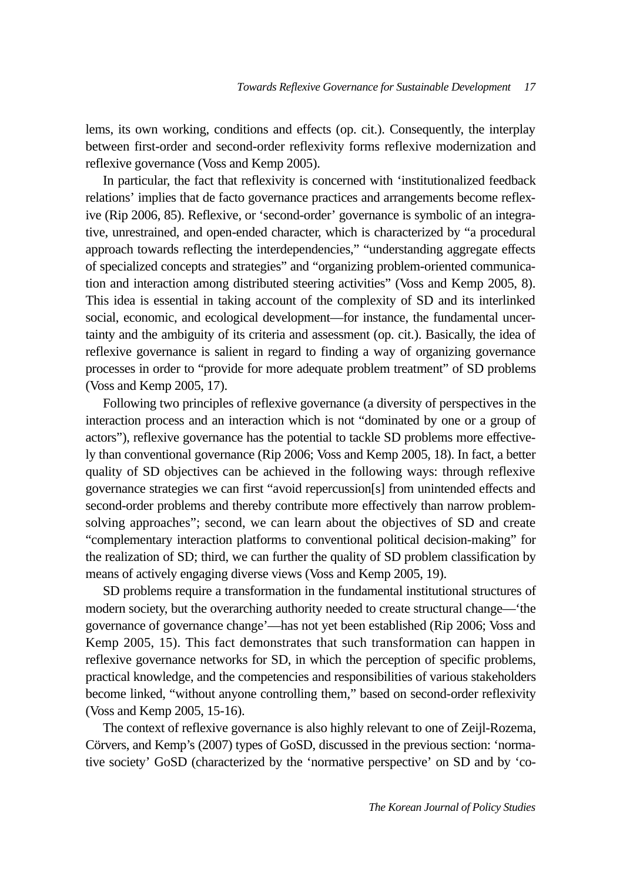lems, its own working, conditions and effects (op. cit.). Consequently, the interplay between first-order and second-order reflexivity forms reflexive modernization and reflexive governance (Voss and Kemp 2005).

In particular, the fact that reflexivity is concerned with 'institutionalized feedback relations' implies that de facto governance practices and arrangements become reflexive (Rip 2006, 85). Reflexive, or 'second-order' governance is symbolic of an integrative, unrestrained, and open-ended character, which is characterized by "a procedural approach towards reflecting the interdependencies," "understanding aggregate effects of specialized concepts and strategies" and "organizing problem-oriented communication and interaction among distributed steering activities" (Voss and Kemp 2005, 8). This idea is essential in taking account of the complexity of SD and its interlinked social, economic, and ecological development—for instance, the fundamental uncertainty and the ambiguity of its criteria and assessment (op. cit.). Basically, the idea of reflexive governance is salient in regard to finding a way of organizing governance processes in order to "provide for more adequate problem treatment" of SD problems (Voss and Kemp 2005, 17).

Following two principles of reflexive governance (a diversity of perspectives in the interaction process and an interaction which is not "dominated by one or a group of actors"), reflexive governance has the potential to tackle SD problems more effectively than conventional governance (Rip 2006; Voss and Kemp 2005, 18). In fact, a better quality of SD objectives can be achieved in the following ways: through reflexive governance strategies we can first "avoid repercussion[s] from unintended effects and second-order problems and thereby contribute more effectively than narrow problem-solving approaches"; second, we can learn about the objectives of SD and create "complementary interaction platforms to conventional political decision-making" for the realization of SD; third, we can further the quality of SD problem classification by means of actively engaging diverse views (Voss and Kemp 2005, 19).

SD problems require a transformation in the fundamental institutional structures of modern society, but the overarching authority needed to create structural change—'the governance of governance change'—has not yet been established (Rip 2006; Voss and Kemp 2005, 15). This fact demonstrates that such transformation can happen in reflexive governance networks for SD, in which the perception of specific problems, practical knowledge, and the competencies and responsibilities of various stakeholders become linked, "without anyone controlling them," based on second-order reflexivity (Voss and Kemp 2005, 15-16).

The context of reflexive governance is also highly relevant to one of Zeijl-Rozema, Cörvers, and Kemp's (2007) types of GoSD, discussed in the previous section: 'normative society' GoSD (characterized by the 'normative perspective' on SD and by 'co-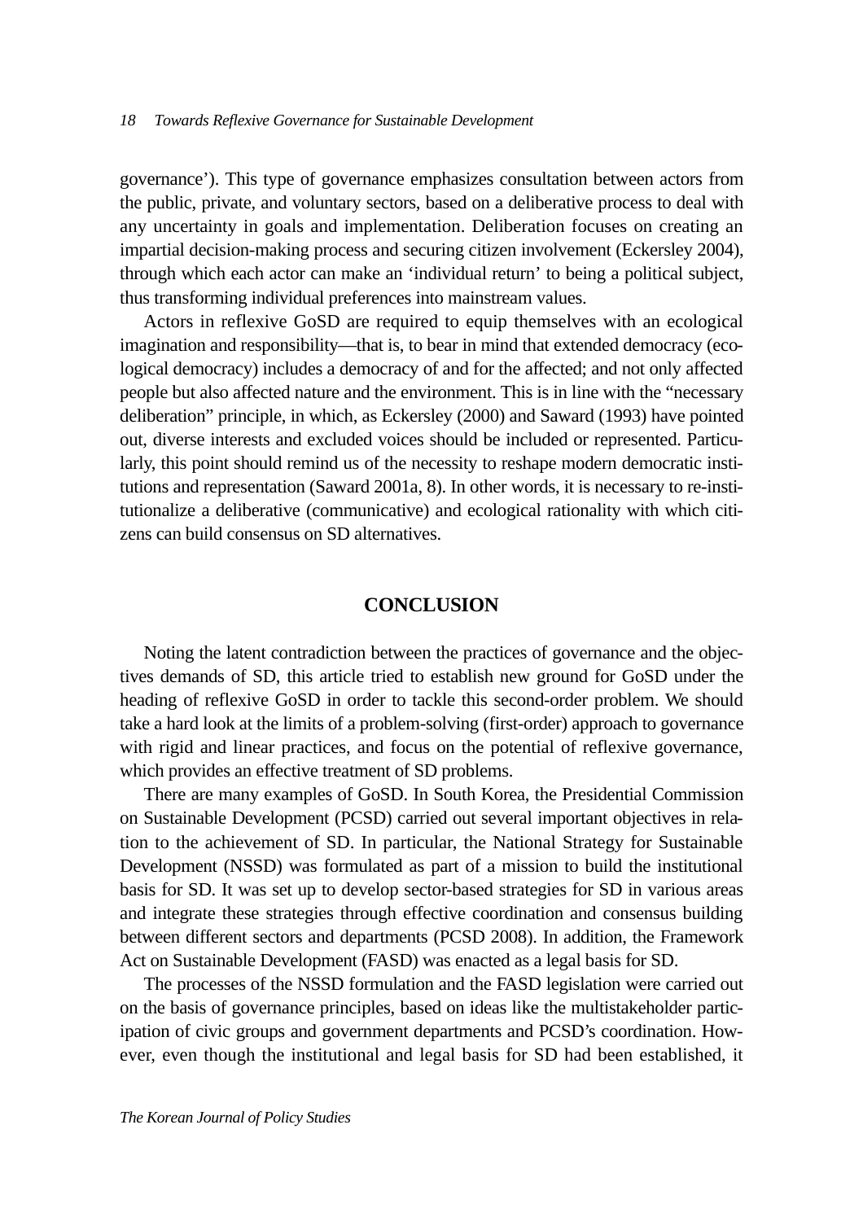governance'). This type of governance emphasizes consultation between actors from the public, private, and voluntary sectors, based on a deliberative process to deal with any uncertainty in goals and implementation. Deliberation focuses on creating an impartial decision-making process and securing citizen involvement (Eckersley 2004), through which each actor can make an 'individual return' to being a political subject, thus transforming individual preferences into mainstream values.

Actors in reflexive GoSD are required to equip themselves with an ecological imagination and responsibility—that is, to bear in mind that extended democracy (ecological democracy) includes a democracy of and for the affected; and not only affected people but also affected nature and the environment. This is in line with the "necessary deliberation" principle, in which, as Eckersley (2000) and Saward (1993) have pointed out, diverse interests and excluded voices should be included or represented. Particularly, this point should remind us of the necessity to reshape modern democratic institutions and representation (Saward 2001a, 8). In other words, it is necessary to re-institutionalize a deliberative (communicative) and ecological rationality with which citizens can build consensus on SD alternatives.

## CONCLUSION

Noting the latent contradiction between the practices of governance and the objectives demands of SD, this article tried to establish new ground for GoSD under the heading of reflexive GoSD in order to tackle this second-order problem. We should take a hard look at the limits of a problem-solving (first-order) approach to governance with rigid and linear practices, and focus on the potential of reflexive governance, which provides an effective treatment of SD problems.

There are many examples of GoSD. In South Korea, the Presidential Commission on Sustainable Development (PCSD) carried out several important objectives in relation to the achievement of SD. In particular, the National Strategy for Sustainable Development (NSSD) was formulated as part of a mission to build the institutional basis for SD. It was set up to develop sector-based strategies for SD in various areas and integrate these strategies through effective coordination and consensus building between different sectors and departments (PCSD 2008). In addition, the Framework Act on Sustainable Development (FASD) was enacted as a legal basis for SD.

The processes of the NSSD formulation and the FASD legislation were carried out on the basis of governance principles, based on ideas like the multistakeholder participation of civic groups and government departments and PCSD's coordination. However, even though the institutional and legal basis for SD had been established, it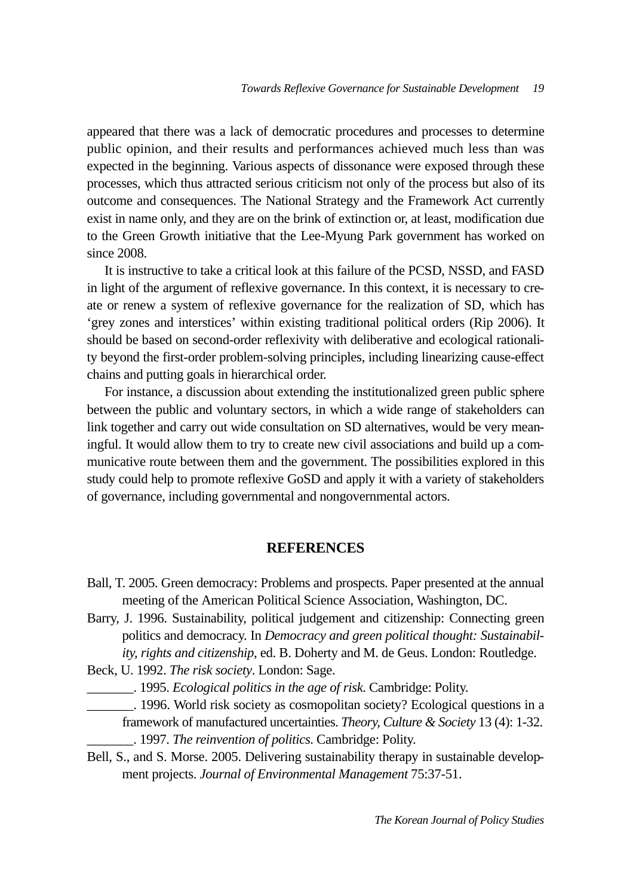appeared that there was a lack of democratic procedures and processes to determine public opinion, and their results and performances achieved much less than was expected in the beginning. Various aspects of dissonance were exposed through these processes, which thus attracted serious criticism not only of the process but also of its outcome and consequences. The National Strategy and the Framework Act currently exist in name only, and they are on the brink of extinction or, at least, modification due to the Green Growth initiative that the Lee-Myung Park government has worked on since 2008.

It is instructive to take a critical look at this failure of the PCSD, NSSD, and FASD in light of the argument of reflexive governance. In this context, it is necessary to create or renew a system of reflexive governance for the realization of SD, which has 'grey zones and interstices' within existing traditional political orders (Rip 2006). It should be based on second-order reflexivity with deliberative and ecological rationality beyond the first-order problem-solving principles, including linearizing cause-effect chains and putting goals in hierarchical order.

For instance, a discussion about extending the institutionalized green public sphere between the public and voluntary sectors, in which a wide range of stakeholders can link together and carry out wide consultation on SD alternatives, would be very meaningful. It would allow them to try to create new civil associations and build up a communicative route between them and the government. The possibilities explored in this study could help to promote reflexive GoSD and apply it with a variety of stakeholders of governance, including governmental and nongovernmental actors.

## REFERENCES

Ball, T. 2005. Green democracy: Problems and prospects. Paper presented at the annual meeting of the American Political Science Association, Washington, DC.

Barry, J. 1996. Sustainability, political judgement and citizenship: Connecting green politics and democracy. In *Democracy and green political thought: Sustainability, rights and citizenship*, ed. B. Doherty and M. de Geus. London: Routledge.

Beck, U. 1992. *The risk society*. London: Sage.

_______. 1995. *Ecological politics in the age of risk*. Cambridge: Polity.

_______. 1996. World risk society as cosmopolitan society? Ecological questions in a framework of manufactured uncertainties. *Theory, Culture & Society* 13 (4): 1-32.

_______. 1997. *The reinvention of politics*. Cambridge: Polity.

Bell, S., and S. Morse. 2005. Delivering sustainability therapy in sustainable development projects. *Journal of Environmental Management* 75:37-51.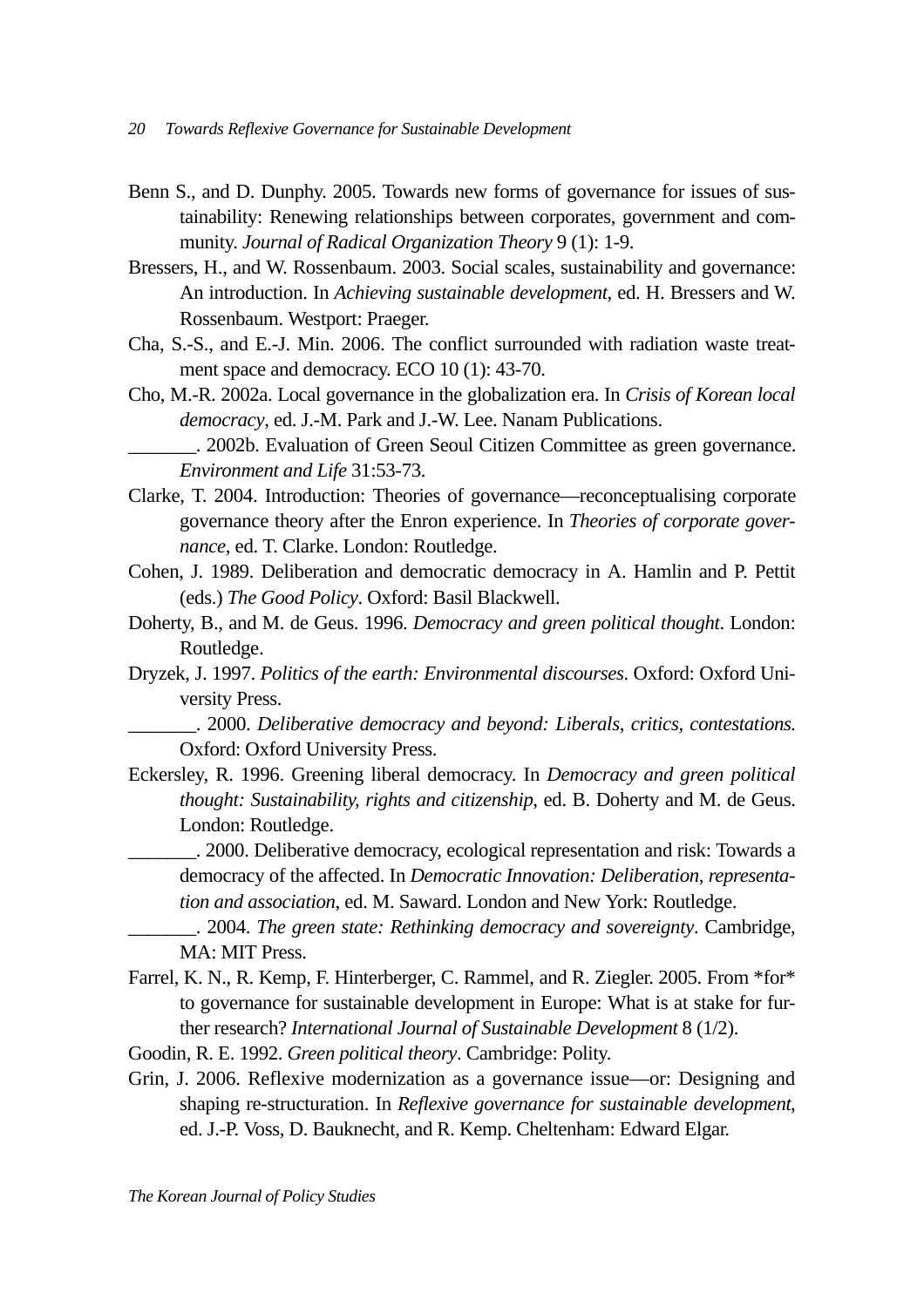Benn S., and D. Dunphy. 2005. Towards new forms of governance for issues of sustainability: Renewing relationships between corporates, government and community. *Journal of Radical Organization Theory* 9 (1): 1-9.

Bressers, H., and W. Rossenbaum. 2003. Social scales, sustainability and governance: An introduction. In *Achieving sustainable development*, ed. H. Bressers and W. Rossenbaum. Westport: Praeger.

Cha, S.-S., and E.-J. Min. 2006. The conflict surrounded with radiation waste treatment space and democracy. ECO 10 (1): 43-70.

Cho, M.-R. 2002a. Local governance in the globalization era. In *Crisis of Korean local democracy*, ed. J.-M. Park and J.-W. Lee. Nanam Publications.

_______. 2002b. Evaluation of Green Seoul Citizen Committee as green governance. *Environment and Life* 31:53-73.

Clarke, T. 2004. Introduction: Theories of governance—reconceptualising corporate governance theory after the Enron experience. In *Theories of corporate governance*, ed. T. Clarke. London: Routledge.

Cohen, J. 1989. Deliberation and democratic democracy in A. Hamlin and P. Pettit (eds.) *The Good Policy*. Oxford: Basil Blackwell.

Doherty, B., and M. de Geus. 1996. *Democracy and green political thought*. London: Routledge.

Dryzek, J. 1997. *Politics of the earth: Environmental discourses*. Oxford: Oxford University Press.

_______. 2000. *Deliberative democracy and beyond: Liberals, critics, contestations.* Oxford: Oxford University Press.

Eckersley, R. 1996. Greening liberal democracy. In *Democracy and green political thought: Sustainability, rights and citizenship*, ed. B. Doherty and M. de Geus. London: Routledge.

_______. 2000. Deliberative democracy, ecological representation and risk: Towards a democracy of the affected. In *Democratic Innovation: Deliberation, representation and association*, ed. M. Saward. London and New York: Routledge.

_______. 2004. *The green state: Rethinking democracy and sovereignty*. Cambridge, MA: MIT Press.

Farrel, K. N., R. Kemp, F. Hinterberger, C. Rammel, and R. Ziegler. 2005. From *for* to governance for sustainable development in Europe: What is at stake for further research? *International Journal of Sustainable Development* 8 (1/2).

Goodin, R. E. 1992. *Green political theory*. Cambridge: Polity.

Grin, J. 2006. Reflexive modernization as a governance issue—or: Designing and shaping re-structuration. In *Reflexive governance for sustainable development*, ed. J.-P. Voss, D. Bauknecht, and R. Kemp. Cheltenham: Edward Elgar.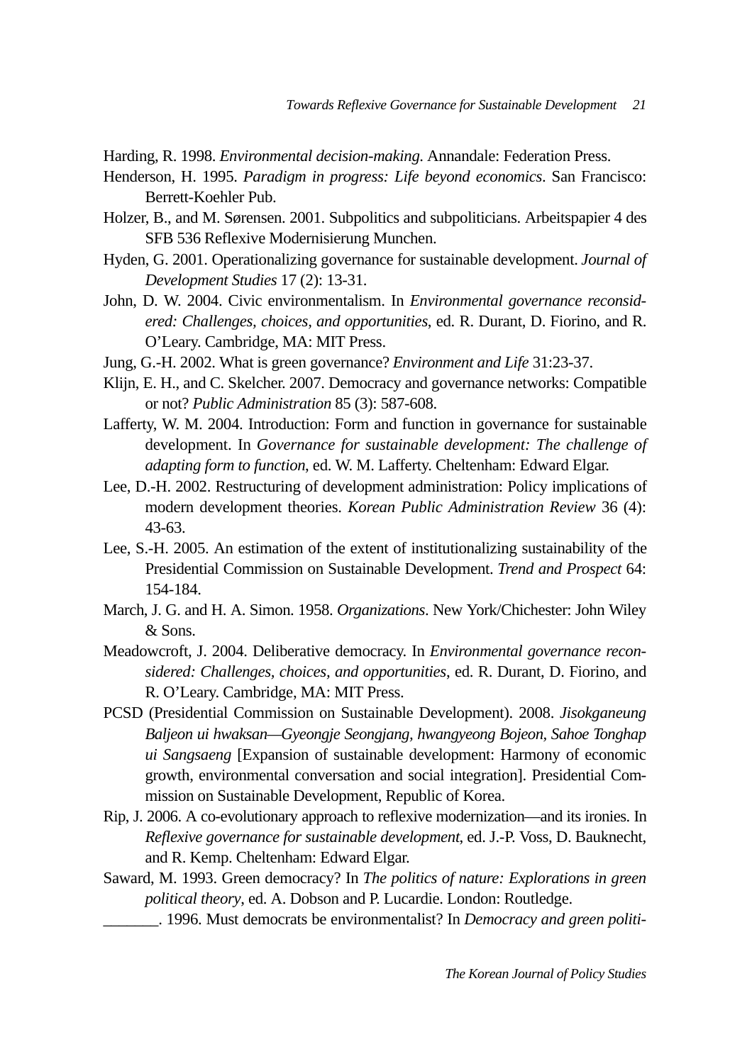Harding, R. 1998. *Environmental decision-making*. Annandale: Federation Press.

Henderson, H. 1995. *Paradigm in progress: Life beyond economics*. San Francisco: Berrett-Koehler Pub.

Holzer, B., and M. Sørensen. 2001. Subpolitics and subpoliticians. Arbeitspapier 4 des SFB 536 Reflexive Modernisierung Munchen.

Hyden, G. 2001. Operationalizing governance for sustainable development. *Journal of Development Studies* 17 (2): 13-31.

John, D. W. 2004. Civic environmentalism. In *Environmental governance reconsidered: Challenges, choices, and opportunities*, ed. R. Durant, D. Fiorino, and R. O'Leary. Cambridge, MA: MIT Press.

Jung, G.-H. 2002. What is green governance? *Environment and Life* 31:23-37.

Klijn, E. H., and C. Skelcher. 2007. Democracy and governance networks: Compatible or not? *Public Administration* 85 (3): 587-608.

Lafferty, W. M. 2004. Introduction: Form and function in governance for sustainable development. In *Governance for sustainable development: The challenge of adapting form to function*, ed. W. M. Lafferty. Cheltenham: Edward Elgar.

Lee, D.-H. 2002. Restructuring of development administration: Policy implications of modern development theories. *Korean Public Administration Review* 36 (4): 43-63.

Lee, S.-H. 2005. An estimation of the extent of institutionalizing sustainability of the Presidential Commission on Sustainable Development. *Trend and Prospect* 64: 154-184.

March, J. G. and H. A. Simon. 1958. *Organizations*. New York/Chichester: John Wiley & Sons.

Meadowcroft, J. 2004. Deliberative democracy. In *Environmental governance reconsidered: Challenges, choices, and opportunities*, ed. R. Durant, D. Fiorino, and R. O'Leary. Cambridge, MA: MIT Press.

PCSD (Presidential Commission on Sustainable Development). 2008. *Jisokganeung Baljeon ui hwaksan—Gyeongje Seongjang, hwangyeong Bojeon, Sahoe Tonghap ui Sangsaeng* [Expansion of sustainable development: Harmony of economic growth, environmental conversation and social integration]. Presidential Commission on Sustainable Development, Republic of Korea.

Rip, J. 2006. A co-evolutionary approach to reflexive modernization—and its ironies. In *Reflexive governance for sustainable development*, ed. J.-P. Voss, D. Bauknecht, and R. Kemp. Cheltenham: Edward Elgar.

Saward, M. 1993. Green democracy? In *The politics of nature: Explorations in green political theory*, ed. A. Dobson and P. Lucardie. London: Routledge.

_______. 1996. Must democrats be environmentalist? In *Democracy and green politi-*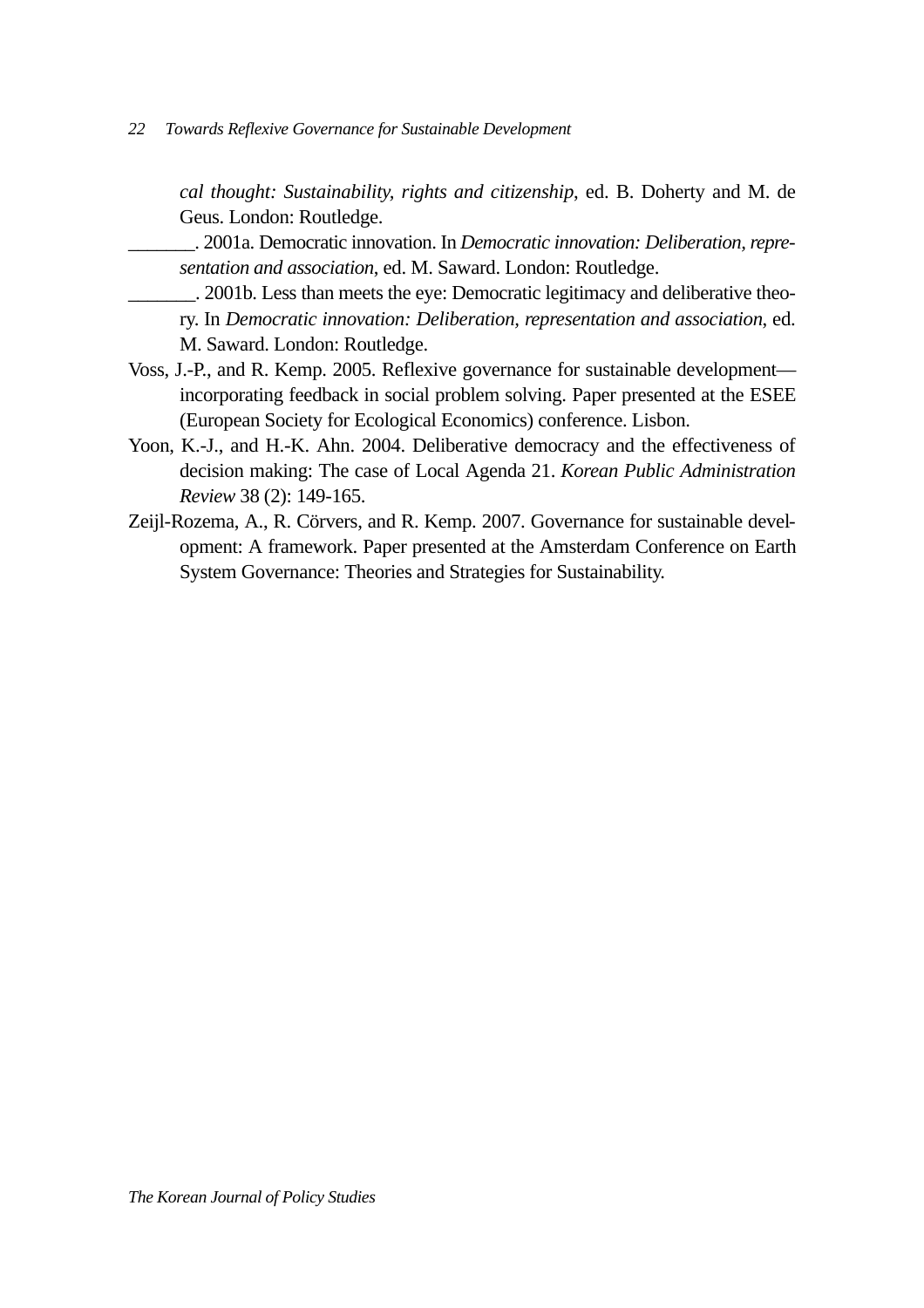*cal thought: Sustainability, rights and citizenship*, ed. B. Doherty and M. de Geus. London: Routledge.

_______. 2001a. Democratic innovation. In *Democratic innovation: Deliberation, representation and association*, ed. M. Saward. London: Routledge.

_______. 2001b. Less than meets the eye: Democratic legitimacy and deliberative theory. In *Democratic innovation: Deliberation, representation and association*, ed. M. Saward. London: Routledge.

Voss, J.-P., and R. Kemp. 2005. Reflexive governance for sustainable development—incorporating feedback in social problem solving. Paper presented at the ESEE (European Society for Ecological Economics) conference. Lisbon.

Yoon, K.-J., and H.-K. Ahn. 2004. Deliberative democracy and the effectiveness of decision making: The case of Local Agenda 21. *Korean Public Administration Review* 38 (2): 149-165.

Zeijl-Rozema, A., R. Cörvers, and R. Kemp. 2007. Governance for sustainable development: A framework. Paper presented at the Amsterdam Conference on Earth System Governance: Theories and Strategies for Sustainability.